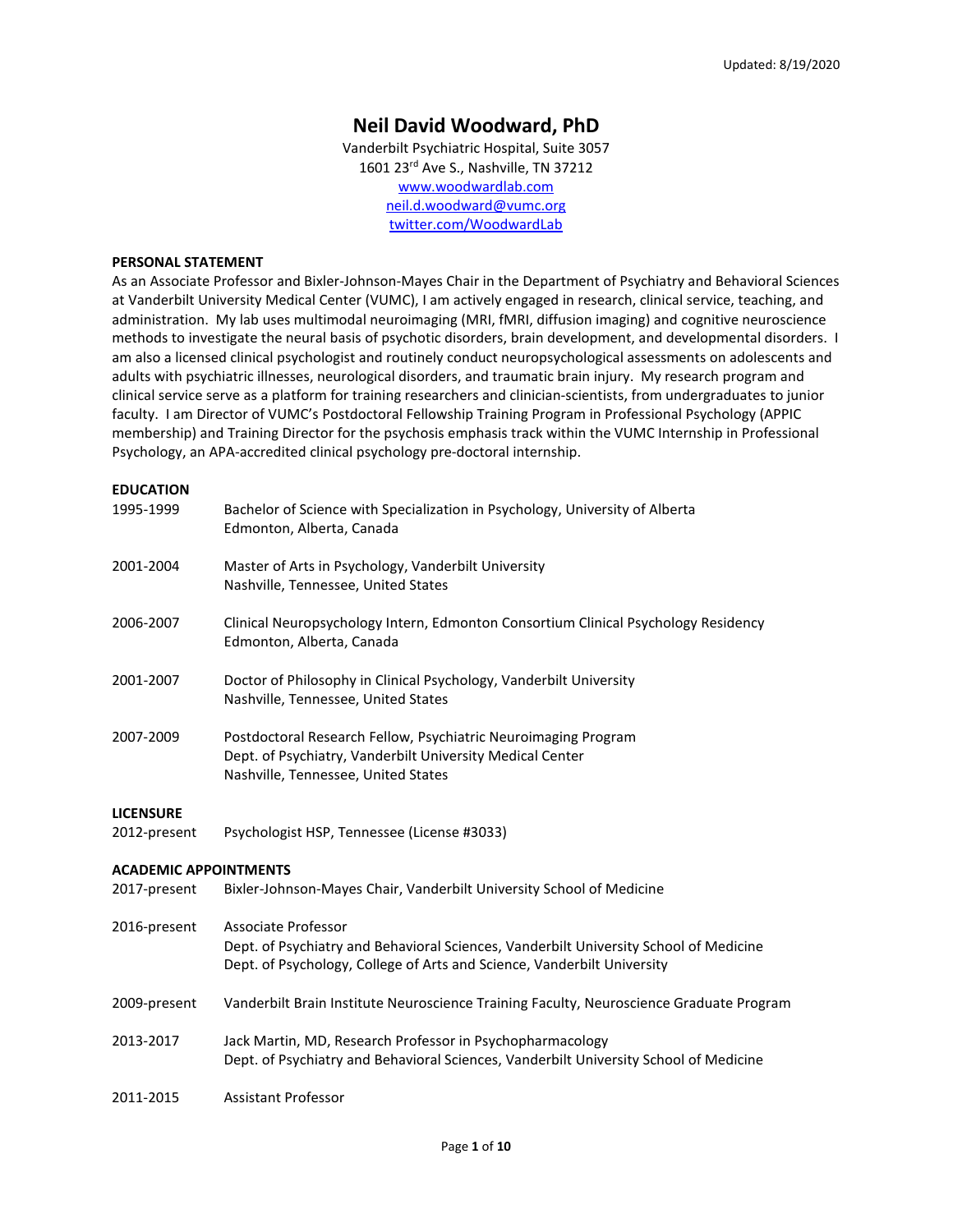Updated: 8/19/2020

# Neil David Woodward, PhD

Vanderbilt Psychiatric Hospital, Suite 3057
1601 23rd Ave S., Nashville, TN 37212
www.woodwardlab.com
neil.d.woodward@vumc.org
twitter.com/WoodwardLab

## PERSONAL STATEMENT

As an Associate Professor and Bixler-Johnson-Mayes Chair in the Department of Psychiatry and Behavioral Sciences at Vanderbilt University Medical Center (VUMC), I am actively engaged in research, clinical service, teaching, and administration. My lab uses multimodal neuroimaging (MRI, fMRI, diffusion imaging) and cognitive neuroscience methods to investigate the neural basis of psychotic disorders, brain development, and developmental disorders. I am also a licensed clinical psychologist and routinely conduct neuropsychological assessments on adolescents and adults with psychiatric illnesses, neurological disorders, and traumatic brain injury. My research program and clinical service serve as a platform for training researchers and clinician-scientists, from undergraduates to junior faculty. I am Director of VUMC's Postdoctoral Fellowship Training Program in Professional Psychology (APPIC membership) and Training Director for the psychosis emphasis track within the VUMC Internship in Professional Psychology, an APA-accredited clinical psychology pre-doctoral internship.

## EDUCATION

1995-1999 Bachelor of Science with Specialization in Psychology, University of Alberta
Edmonton, Alberta, Canada

2001-2004 Master of Arts in Psychology, Vanderbilt University
Nashville, Tennessee, United States

2006-2007 Clinical Neuropsychology Intern, Edmonton Consortium Clinical Psychology Residency
Edmonton, Alberta, Canada

2001-2007 Doctor of Philosophy in Clinical Psychology, Vanderbilt University
Nashville, Tennessee, United States

2007-2009 Postdoctoral Research Fellow, Psychiatric Neuroimaging Program
Dept. of Psychiatry, Vanderbilt University Medical Center
Nashville, Tennessee, United States

## LICENSURE

2012-present Psychologist HSP, Tennessee (License #3033)

## ACADEMIC APPOINTMENTS

2017-present Bixler-Johnson-Mayes Chair, Vanderbilt University School of Medicine

2016-present Associate Professor
Dept. of Psychiatry and Behavioral Sciences, Vanderbilt University School of Medicine
Dept. of Psychology, College of Arts and Science, Vanderbilt University

2009-present Vanderbilt Brain Institute Neuroscience Training Faculty, Neuroscience Graduate Program

2013-2017 Jack Martin, MD, Research Professor in Psychopharmacology
Dept. of Psychiatry and Behavioral Sciences, Vanderbilt University School of Medicine

2011-2015 Assistant Professor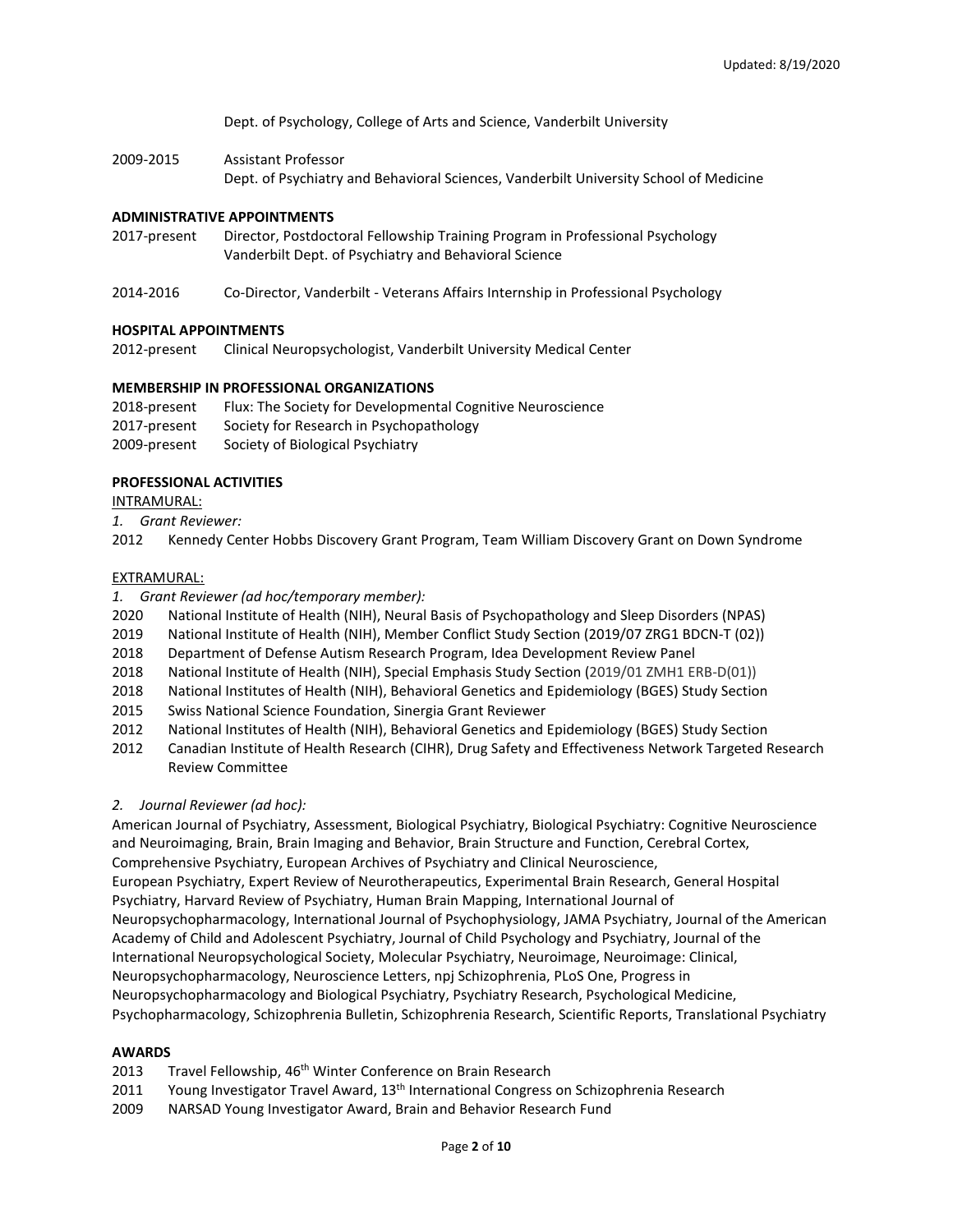Dept. of Psychology, College of Arts and Science, Vanderbilt University

2009-2015 Assistant Professor
Dept. of Psychiatry and Behavioral Sciences, Vanderbilt University School of Medicine

**ADMINISTRATIVE APPOINTMENTS**

2017-present Director, Postdoctoral Fellowship Training Program in Professional Psychology
Vanderbilt Dept. of Psychiatry and Behavioral Science

2014-2016 Co-Director, Vanderbilt - Veterans Affairs Internship in Professional Psychology

**HOSPITAL APPOINTMENTS**

2012-present Clinical Neuropsychologist, Vanderbilt University Medical Center

**MEMBERSHIP IN PROFESSIONAL ORGANIZATIONS**

2018-present Flux: The Society for Developmental Cognitive Neuroscience
2017-present Society for Research in Psychopathology
2009-present Society of Biological Psychiatry

**PROFESSIONAL ACTIVITIES**

INTRAMURAL:

1. *Grant Reviewer:*

2012 Kennedy Center Hobbs Discovery Grant Program, Team William Discovery Grant on Down Syndrome

EXTRAMURAL:

1. *Grant Reviewer (ad hoc/temporary member):*

2020 National Institute of Health (NIH), Neural Basis of Psychopathology and Sleep Disorders (NPAS)
2019 National Institute of Health (NIH), Member Conflict Study Section (2019/07 ZRG1 BDCN-T (02))
2018 Department of Defense Autism Research Program, Idea Development Review Panel
2018 National Institute of Health (NIH), Special Emphasis Study Section (2019/01 ZMH1 ERB-D(01))
2018 National Institutes of Health (NIH), Behavioral Genetics and Epidemiology (BGES) Study Section
2015 Swiss National Science Foundation, Sinergia Grant Reviewer
2012 National Institutes of Health (NIH), Behavioral Genetics and Epidemiology (BGES) Study Section
2012 Canadian Institute of Health Research (CIHR), Drug Safety and Effectiveness Network Targeted Research Review Committee

2. *Journal Reviewer (ad hoc):*

American Journal of Psychiatry, Assessment, Biological Psychiatry, Biological Psychiatry: Cognitive Neuroscience and Neuroimaging, Brain, Brain Imaging and Behavior, Brain Structure and Function, Cerebral Cortex, Comprehensive Psychiatry, European Archives of Psychiatry and Clinical Neuroscience, European Psychiatry, Expert Review of Neurotherapeutics, Experimental Brain Research, General Hospital Psychiatry, Harvard Review of Psychiatry, Human Brain Mapping, International Journal of Neuropsychopharmacology, International Journal of Psychophysiology, JAMA Psychiatry, Journal of the American Academy of Child and Adolescent Psychiatry, Journal of Child Psychology and Psychiatry, Journal of the International Neuropsychological Society, Molecular Psychiatry, Neuroimage, Neuroimage: Clinical, Neuropsychopharmacology, Neuroscience Letters, npj Schizophrenia, PLoS One, Progress in Neuropsychopharmacology and Biological Psychiatry, Psychiatry Research, Psychological Medicine, Psychopharmacology, Schizophrenia Bulletin, Schizophrenia Research, Scientific Reports, Translational Psychiatry

**AWARDS**

2013 Travel Fellowship, 46th Winter Conference on Brain Research
2011 Young Investigator Travel Award, 13th International Congress on Schizophrenia Research
2009 NARSAD Young Investigator Award, Brain and Behavior Research Fund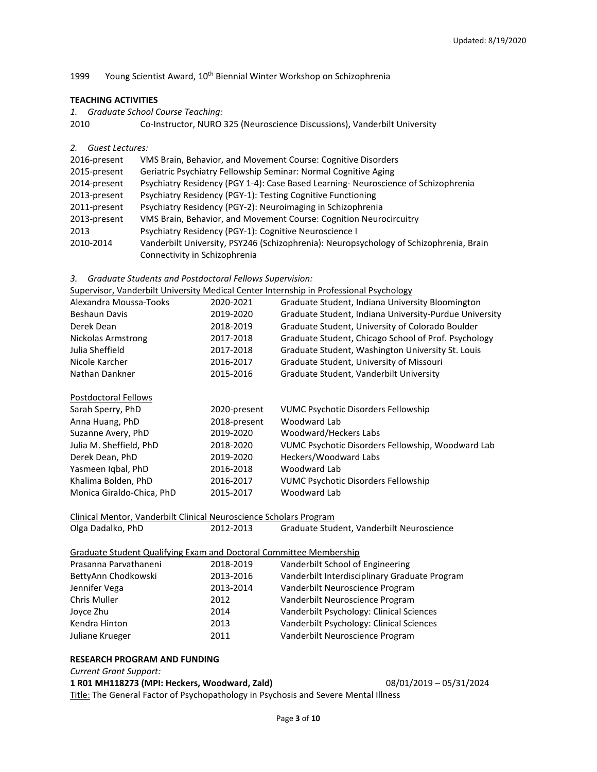1999 Young Scientist Award, 10th Biennial Winter Workshop on Schizophrenia

**TEACHING ACTIVITIES**

*1. Graduate School Course Teaching:*

| | |
|---|---|
| 2010 | Co-Instructor, NURO 325 (Neuroscience Discussions), Vanderbilt University |

*2. Guest Lectures:*

| | |
|---|---|
| 2016-present | VMS Brain, Behavior, and Movement Course: Cognitive Disorders |
| 2015-present | Geriatric Psychiatry Fellowship Seminar: Normal Cognitive Aging |
| 2014-present | Psychiatry Residency (PGY 1-4): Case Based Learning- Neuroscience of Schizophrenia |
| 2013-present | Psychiatry Residency (PGY-1): Testing Cognitive Functioning |
| 2011-present | Psychiatry Residency (PGY-2): Neuroimaging in Schizophrenia |
| 2013-present | VMS Brain, Behavior, and Movement Course: Cognition Neurocircuitry |
| 2013 | Psychiatry Residency (PGY-1): Cognitive Neuroscience I |
| 2010-2014 | Vanderbilt University, PSY246 (Schizophrenia): Neuropsychology of Schizophrenia, Brain Connectivity in Schizophrenia |

*3. Graduate Students and Postdoctoral Fellows Supervision:*

Supervisor, Vanderbilt University Medical Center Internship in Professional Psychology

| | | |
|---|---|---|
| Alexandra Moussa-Tooks | 2020-2021 | Graduate Student, Indiana University Bloomington |
| Beshaun Davis | 2019-2020 | Graduate Student, Indiana University-Purdue University |
| Derek Dean | 2018-2019 | Graduate Student, University of Colorado Boulder |
| Nickolas Armstrong | 2017-2018 | Graduate Student, Chicago School of Prof. Psychology |
| Julia Sheffield | 2017-2018 | Graduate Student, Washington University St. Louis |
| Nicole Karcher | 2016-2017 | Graduate Student, University of Missouri |
| Nathan Dankner | 2015-2016 | Graduate Student, Vanderbilt University |

Postdoctoral Fellows

| | | |
|---|---|---|
| Sarah Sperry, PhD | 2020-present | VUMC Psychotic Disorders Fellowship |
| Anna Huang, PhD | 2018-present | Woodward Lab |
| Suzanne Avery, PhD | 2019-2020 | Woodward/Heckers Labs |
| Julia M. Sheffield, PhD | 2018-2020 | VUMC Psychotic Disorders Fellowship, Woodward Lab |
| Derek Dean, PhD | 2019-2020 | Heckers/Woodward Labs |
| Yasmeen Iqbal, PhD | 2016-2018 | Woodward Lab |
| Khalima Bolden, PhD | 2016-2017 | VUMC Psychotic Disorders Fellowship |
| Monica Giraldo-Chica, PhD | 2015-2017 | Woodward Lab |

Clinical Mentor, Vanderbilt Clinical Neuroscience Scholars Program

| | | |
|---|---|---|
| Olga Dadalko, PhD | 2012-2013 | Graduate Student, Vanderbilt Neuroscience |

Graduate Student Qualifying Exam and Doctoral Committee Membership

| | | |
|---|---|---|
| Prasanna Parvathaneni | 2018-2019 | Vanderbilt School of Engineering |
| BettyAnn Chodkowski | 2013-2016 | Vanderbilt Interdisciplinary Graduate Program |
| Jennifer Vega | 2013-2014 | Vanderbilt Neuroscience Program |
| Chris Muller | 2012 | Vanderbilt Neuroscience Program |
| Joyce Zhu | 2014 | Vanderbilt Psychology: Clinical Sciences |
| Kendra Hinton | 2013 | Vanderbilt Psychology: Clinical Sciences |
| Juliane Krueger | 2011 | Vanderbilt Neuroscience Program |

**RESEARCH PROGRAM AND FUNDING**

*Current Grant Support:*

**1 R01 MH118273 (MPI: Heckers, Woodward, Zald)** 08/01/2019 – 05/31/2024

Title: The General Factor of Psychopathology in Psychosis and Severe Mental Illness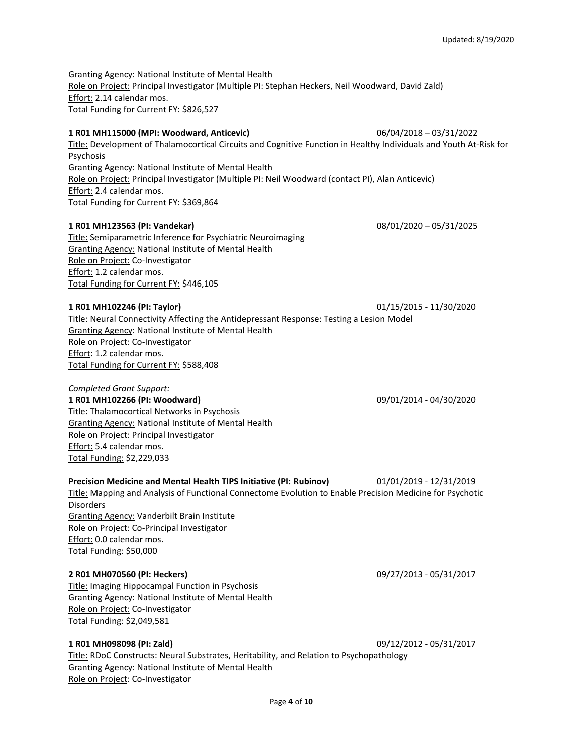Granting Agency: National Institute of Mental Health
Role on Project: Principal Investigator (Multiple PI: Stephan Heckers, Neil Woodward, David Zald)
Effort: 2.14 calendar mos.
Total Funding for Current FY: $826,527

**1 R01 MH115000 (MPI: Woodward, Anticevic)** 06/04/2018 – 03/31/2022
Title: Development of Thalamocortical Circuits and Cognitive Function in Healthy Individuals and Youth At-Risk for Psychosis
Granting Agency: National Institute of Mental Health
Role on Project: Principal Investigator (Multiple PI: Neil Woodward (contact PI), Alan Anticevic)
Effort: 2.4 calendar mos.
Total Funding for Current FY: $369,864

**1 R01 MH123563 (PI: Vandekar)** 08/01/2020 – 05/31/2025
Title: Semiparametric Inference for Psychiatric Neuroimaging
Granting Agency: National Institute of Mental Health
Role on Project: Co-Investigator
Effort: 1.2 calendar mos.
Total Funding for Current FY: $446,105

**1 R01 MH102246 (PI: Taylor)** 01/15/2015 - 11/30/2020
Title: Neural Connectivity Affecting the Antidepressant Response: Testing a Lesion Model
Granting Agency: National Institute of Mental Health
Role on Project: Co-Investigator
Effort: 1.2 calendar mos.
Total Funding for Current FY: $588,408

*Completed Grant Support:*

**1 R01 MH102266 (PI: Woodward)** 09/01/2014 - 04/30/2020
Title: Thalamocortical Networks in Psychosis
Granting Agency: National Institute of Mental Health
Role on Project: Principal Investigator
Effort: 5.4 calendar mos.
Total Funding: $2,229,033

**Precision Medicine and Mental Health TIPS Initiative (PI: Rubinov)** 01/01/2019 - 12/31/2019
Title: Mapping and Analysis of Functional Connectome Evolution to Enable Precision Medicine for Psychotic Disorders
Granting Agency: Vanderbilt Brain Institute
Role on Project: Co-Principal Investigator
Effort: 0.0 calendar mos.
Total Funding: $50,000

**2 R01 MH070560 (PI: Heckers)** 09/27/2013 - 05/31/2017
Title: Imaging Hippocampal Function in Psychosis
Granting Agency: National Institute of Mental Health
Role on Project: Co-Investigator
Total Funding: $2,049,581

**1 R01 MH098098 (PI: Zald)** 09/12/2012 - 05/31/2017
Title: RDoC Constructs: Neural Substrates, Heritability, and Relation to Psychopathology
Granting Agency: National Institute of Mental Health
Role on Project: Co-Investigator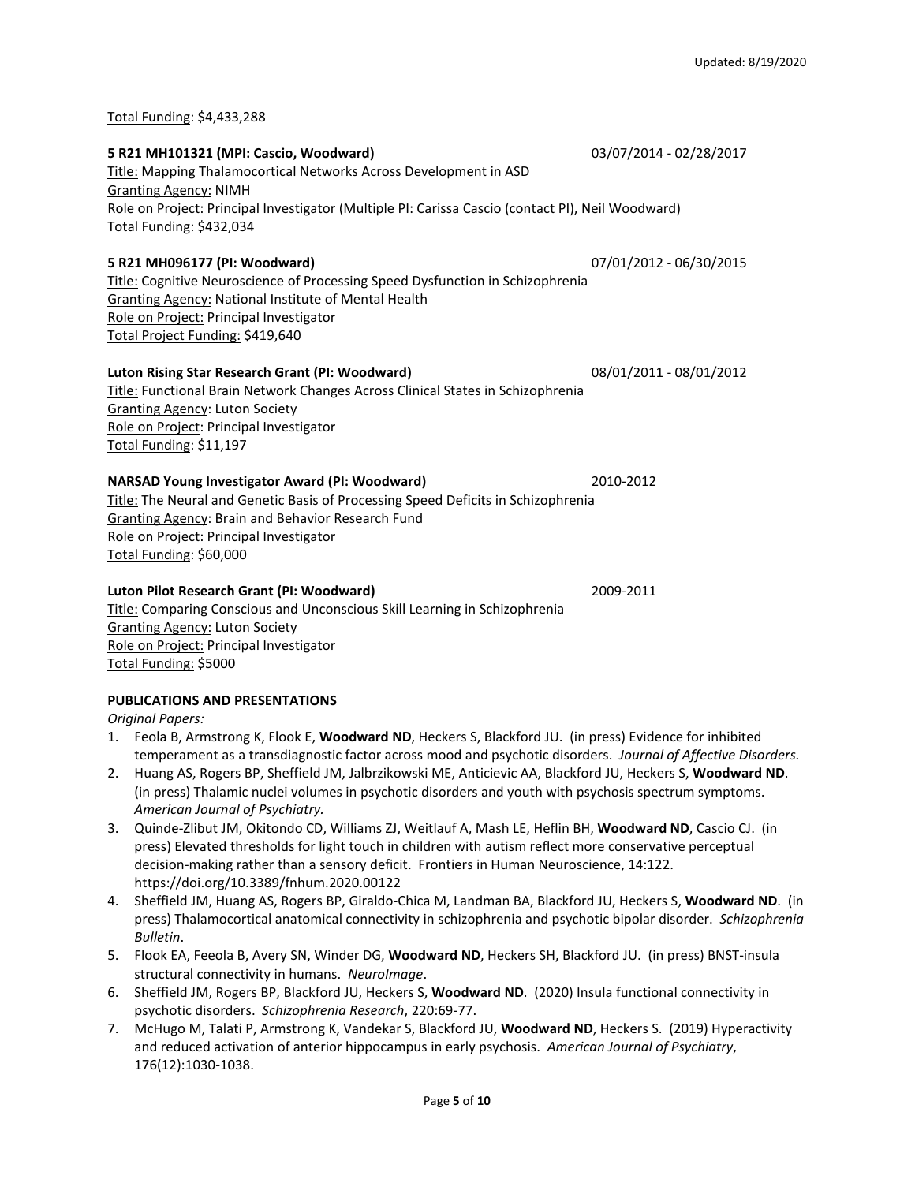Total Funding: $4,433,288

**5 R21 MH101321 (MPI: Cascio, Woodward)** 03/07/2014 - 02/28/2017
Title: Mapping Thalamocortical Networks Across Development in ASD
Granting Agency: NIMH
Role on Project: Principal Investigator (Multiple PI: Carissa Cascio (contact PI), Neil Woodward)
Total Funding: $432,034

**5 R21 MH096177 (PI: Woodward)** 07/01/2012 - 06/30/2015
Title: Cognitive Neuroscience of Processing Speed Dysfunction in Schizophrenia
Granting Agency: National Institute of Mental Health
Role on Project: Principal Investigator
Total Project Funding: $419,640

**Luton Rising Star Research Grant (PI: Woodward)** 08/01/2011 - 08/01/2012
Title: Functional Brain Network Changes Across Clinical States in Schizophrenia
Granting Agency: Luton Society
Role on Project: Principal Investigator
Total Funding: $11,197

**NARSAD Young Investigator Award (PI: Woodward)** 2010-2012
Title: The Neural and Genetic Basis of Processing Speed Deficits in Schizophrenia
Granting Agency: Brain and Behavior Research Fund
Role on Project: Principal Investigator
Total Funding: $60,000

**Luton Pilot Research Grant (PI: Woodward)** 2009-2011
Title: Comparing Conscious and Unconscious Skill Learning in Schizophrenia
Granting Agency: Luton Society
Role on Project: Principal Investigator
Total Funding: $5000

**PUBLICATIONS AND PRESENTATIONS**

*Original Papers:*

1. Feola B, Armstrong K, Flook E, **Woodward ND**, Heckers S, Blackford JU. (in press) Evidence for inhibited temperament as a transdiagnostic factor across mood and psychotic disorders. *Journal of Affective Disorders.*
2. Huang AS, Rogers BP, Sheffield JM, Jalbrzikowski ME, Anticievic AA, Blackford JU, Heckers S, **Woodward ND**. (in press) Thalamic nuclei volumes in psychotic disorders and youth with psychosis spectrum symptoms. *American Journal of Psychiatry.*
3. Quinde-Zlibut JM, Okitondo CD, Williams ZJ, Weitlauf A, Mash LE, Heflin BH, **Woodward ND**, Cascio CJ. (in press) Elevated thresholds for light touch in children with autism reflect more conservative perceptual decision-making rather than a sensory deficit. Frontiers in Human Neuroscience, 14:122. https://doi.org/10.3389/fnhum.2020.00122
4. Sheffield JM, Huang AS, Rogers BP, Giraldo-Chica M, Landman BA, Blackford JU, Heckers S, **Woodward ND**. (in press) Thalamocortical anatomical connectivity in schizophrenia and psychotic bipolar disorder. *Schizophrenia Bulletin*.
5. Flook EA, Feeola B, Avery SN, Winder DG, **Woodward ND**, Heckers SH, Blackford JU. (in press) BNST-insula structural connectivity in humans. *NeuroImage*.
6. Sheffield JM, Rogers BP, Blackford JU, Heckers S, **Woodward ND**. (2020) Insula functional connectivity in psychotic disorders. *Schizophrenia Research*, 220:69-77.
7. McHugo M, Talati P, Armstrong K, Vandekar S, Blackford JU, **Woodward ND**, Heckers S. (2019) Hyperactivity and reduced activation of anterior hippocampus in early psychosis. *American Journal of Psychiatry*, 176(12):1030-1038.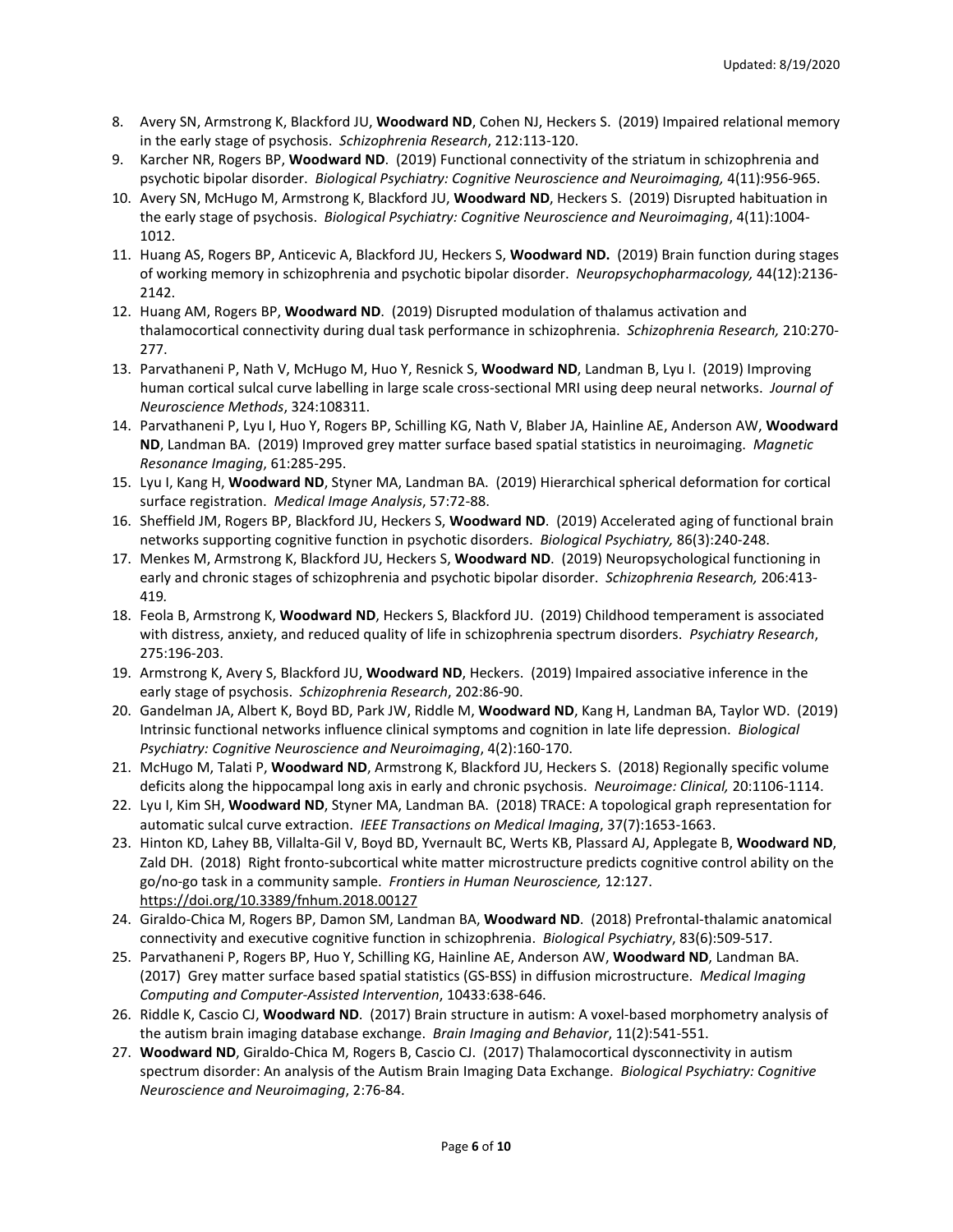8. Avery SN, Armstrong K, Blackford JU, **Woodward ND**, Cohen NJ, Heckers S. (2019) Impaired relational memory in the early stage of psychosis. *Schizophrenia Research*, 212:113-120.
9. Karcher NR, Rogers BP, **Woodward ND**. (2019) Functional connectivity of the striatum in schizophrenia and psychotic bipolar disorder. *Biological Psychiatry: Cognitive Neuroscience and Neuroimaging,* 4(11):956-965.
10. Avery SN, McHugo M, Armstrong K, Blackford JU, **Woodward ND**, Heckers S. (2019) Disrupted habituation in the early stage of psychosis. *Biological Psychiatry: Cognitive Neuroscience and Neuroimaging*, 4(11):1004-1012.
11. Huang AS, Rogers BP, Anticevic A, Blackford JU, Heckers S, **Woodward ND.** (2019) Brain function during stages of working memory in schizophrenia and psychotic bipolar disorder. *Neuropsychopharmacology,* 44(12):2136-2142.
12. Huang AM, Rogers BP, **Woodward ND**. (2019) Disrupted modulation of thalamus activation and thalamocortical connectivity during dual task performance in schizophrenia. *Schizophrenia Research,* 210:270-277.
13. Parvathaneni P, Nath V, McHugo M, Huo Y, Resnick S, **Woodward ND**, Landman B, Lyu I. (2019) Improving human cortical sulcal curve labelling in large scale cross-sectional MRI using deep neural networks. *Journal of Neuroscience Methods*, 324:108311.
14. Parvathaneni P, Lyu I, Huo Y, Rogers BP, Schilling KG, Nath V, Blaber JA, Hainline AE, Anderson AW, **Woodward ND**, Landman BA. (2019) Improved grey matter surface based spatial statistics in neuroimaging. *Magnetic Resonance Imaging*, 61:285-295.
15. Lyu I, Kang H, **Woodward ND**, Styner MA, Landman BA. (2019) Hierarchical spherical deformation for cortical surface registration. *Medical Image Analysis*, 57:72-88.
16. Sheffield JM, Rogers BP, Blackford JU, Heckers S, **Woodward ND**. (2019) Accelerated aging of functional brain networks supporting cognitive function in psychotic disorders. *Biological Psychiatry,* 86(3):240-248.
17. Menkes M, Armstrong K, Blackford JU, Heckers S, **Woodward ND**. (2019) Neuropsychological functioning in early and chronic stages of schizophrenia and psychotic bipolar disorder. *Schizophrenia Research,* 206:413-419*.*
18. Feola B, Armstrong K, **Woodward ND**, Heckers S, Blackford JU. (2019) Childhood temperament is associated with distress, anxiety, and reduced quality of life in schizophrenia spectrum disorders. *Psychiatry Research*, 275:196-203.
19. Armstrong K, Avery S, Blackford JU, **Woodward ND**, Heckers. (2019) Impaired associative inference in the early stage of psychosis. *Schizophrenia Research*, 202:86-90.
20. Gandelman JA, Albert K, Boyd BD, Park JW, Riddle M, **Woodward ND**, Kang H, Landman BA, Taylor WD. (2019) Intrinsic functional networks influence clinical symptoms and cognition in late life depression. *Biological Psychiatry: Cognitive Neuroscience and Neuroimaging*, 4(2):160-170.
21. McHugo M, Talati P, **Woodward ND**, Armstrong K, Blackford JU, Heckers S. (2018) Regionally specific volume deficits along the hippocampal long axis in early and chronic psychosis. *Neuroimage: Clinical,* 20:1106-1114.
22. Lyu I, Kim SH, **Woodward ND**, Styner MA, Landman BA. (2018) TRACE: A topological graph representation for automatic sulcal curve extraction. *IEEE Transactions on Medical Imaging*, 37(7):1653-1663.
23. Hinton KD, Lahey BB, Villalta-Gil V, Boyd BD, Yvernault BC, Werts KB, Plassard AJ, Applegate B, **Woodward ND**, Zald DH. (2018) Right fronto-subcortical white matter microstructure predicts cognitive control ability on the go/no-go task in a community sample. *Frontiers in Human Neuroscience,* 12:127. https://doi.org/10.3389/fnhum.2018.00127
24. Giraldo-Chica M, Rogers BP, Damon SM, Landman BA, **Woodward ND**. (2018) Prefrontal-thalamic anatomical connectivity and executive cognitive function in schizophrenia. *Biological Psychiatry*, 83(6):509-517.
25. Parvathaneni P, Rogers BP, Huo Y, Schilling KG, Hainline AE, Anderson AW, **Woodward ND**, Landman BA. (2017) Grey matter surface based spatial statistics (GS-BSS) in diffusion microstructure. *Medical Imaging Computing and Computer-Assisted Intervention*, 10433:638-646.
26. Riddle K, Cascio CJ, **Woodward ND**. (2017) Brain structure in autism: A voxel-based morphometry analysis of the autism brain imaging database exchange. *Brain Imaging and Behavior*, 11(2):541-551.
27. **Woodward ND**, Giraldo-Chica M, Rogers B, Cascio CJ. (2017) Thalamocortical dysconnectivity in autism spectrum disorder: An analysis of the Autism Brain Imaging Data Exchange. *Biological Psychiatry: Cognitive Neuroscience and Neuroimaging*, 2:76-84.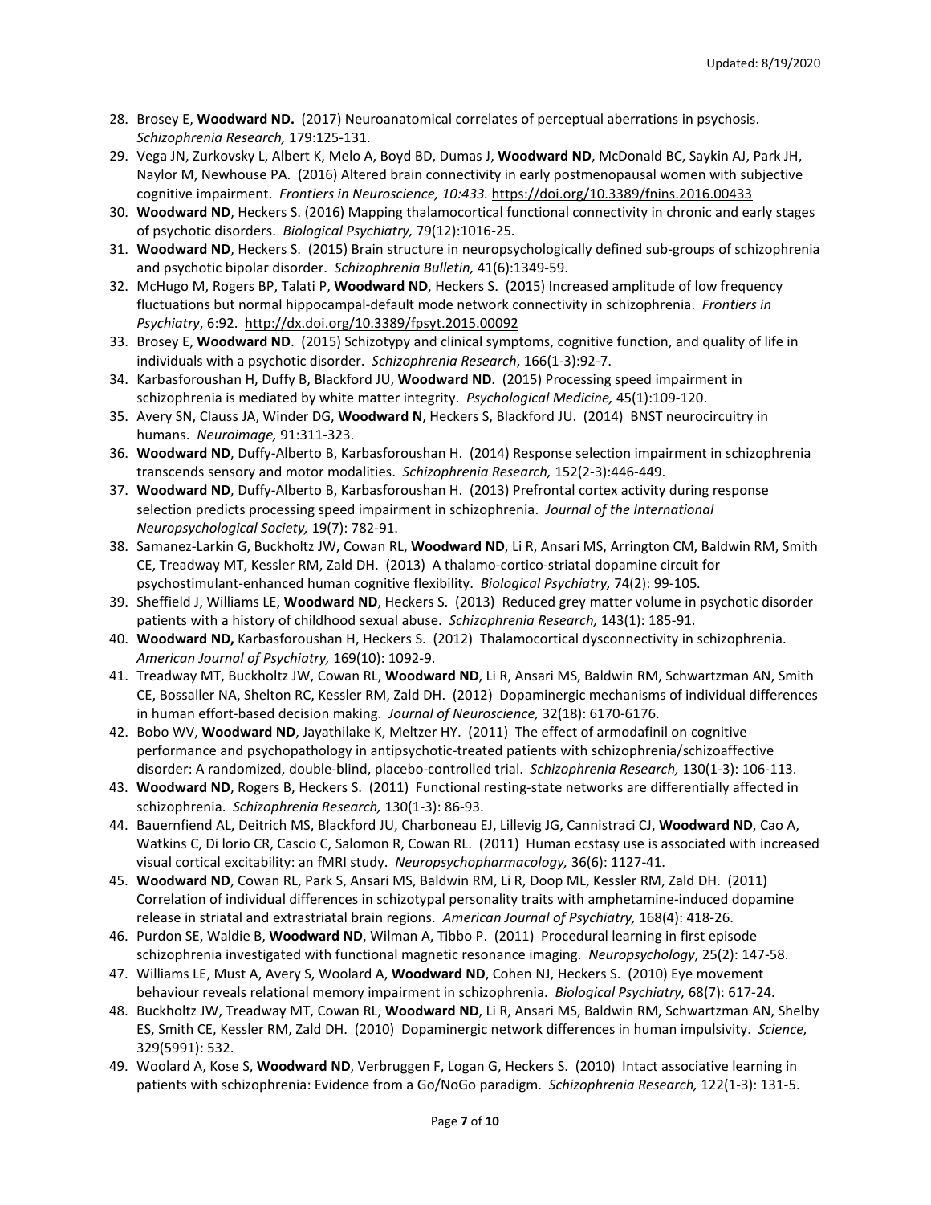28. Brosey E, **Woodward ND.** (2017) Neuroanatomical correlates of perceptual aberrations in psychosis. *Schizophrenia Research,* 179:125-131.
29. Vega JN, Zurkovsky L, Albert K, Melo A, Boyd BD, Dumas J, **Woodward ND**, McDonald BC, Saykin AJ, Park JH, Naylor M, Newhouse PA. (2016) Altered brain connectivity in early postmenopausal women with subjective cognitive impairment. *Frontiers in Neuroscience, 10:433.* https://doi.org/10.3389/fnins.2016.00433
30. **Woodward ND**, Heckers S. (2016) Mapping thalamocortical functional connectivity in chronic and early stages of psychotic disorders. *Biological Psychiatry,* 79(12):1016-25.
31. **Woodward ND**, Heckers S. (2015) Brain structure in neuropsychologically defined sub-groups of schizophrenia and psychotic bipolar disorder. *Schizophrenia Bulletin,* 41(6):1349-59.
32. McHugo M, Rogers BP, Talati P, **Woodward ND**, Heckers S. (2015) Increased amplitude of low frequency fluctuations but normal hippocampal-default mode network connectivity in schizophrenia. *Frontiers in Psychiatry*, 6:92. http://dx.doi.org/10.3389/fpsyt.2015.00092
33. Brosey E, **Woodward ND**. (2015) Schizotypy and clinical symptoms, cognitive function, and quality of life in individuals with a psychotic disorder. *Schizophrenia Research*, 166(1-3):92-7.
34. Karbasforoushan H, Duffy B, Blackford JU, **Woodward ND**. (2015) Processing speed impairment in schizophrenia is mediated by white matter integrity. *Psychological Medicine,* 45(1):109-120.
35. Avery SN, Clauss JA, Winder DG, **Woodward N**, Heckers S, Blackford JU. (2014) BNST neurocircuitry in humans. *Neuroimage,* 91:311-323.
36. **Woodward ND**, Duffy-Alberto B, Karbasforoushan H. (2014) Response selection impairment in schizophrenia transcends sensory and motor modalities. *Schizophrenia Research,* 152(2-3):446-449.
37. **Woodward ND**, Duffy-Alberto B, Karbasforoushan H. (2013) Prefrontal cortex activity during response selection predicts processing speed impairment in schizophrenia. *Journal of the International Neuropsychological Society,* 19(7): 782-91.
38. Samanez-Larkin G, Buckholtz JW, Cowan RL, **Woodward ND**, Li R, Ansari MS, Arrington CM, Baldwin RM, Smith CE, Treadway MT, Kessler RM, Zald DH. (2013) A thalamo-cortico-striatal dopamine circuit for psychostimulant-enhanced human cognitive flexibility. *Biological Psychiatry,* 74(2): 99-105*.*
39. Sheffield J, Williams LE, **Woodward ND**, Heckers S. (2013) Reduced grey matter volume in psychotic disorder patients with a history of childhood sexual abuse. *Schizophrenia Research,* 143(1): 185-91.
40. **Woodward ND,** Karbasforoushan H, Heckers S. (2012) Thalamocortical dysconnectivity in schizophrenia. *American Journal of Psychiatry,* 169(10): 1092-9.
41. Treadway MT, Buckholtz JW, Cowan RL, **Woodward ND**, Li R, Ansari MS, Baldwin RM, Schwartzman AN, Smith CE, Bossaller NA, Shelton RC, Kessler RM, Zald DH. (2012) Dopaminergic mechanisms of individual differences in human effort-based decision making. *Journal of Neuroscience,* 32(18): 6170-6176.
42. Bobo WV, **Woodward ND**, Jayathilake K, Meltzer HY. (2011) The effect of armodafinil on cognitive performance and psychopathology in antipsychotic-treated patients with schizophrenia/schizoaffective disorder: A randomized, double-blind, placebo-controlled trial. *Schizophrenia Research,* 130(1-3): 106-113.
43. **Woodward ND**, Rogers B, Heckers S. (2011) Functional resting-state networks are differentially affected in schizophrenia. *Schizophrenia Research,* 130(1-3): 86-93.
44. Bauernfiend AL, Deitrich MS, Blackford JU, Charboneau EJ, Lillevig JG, Cannistraci CJ, **Woodward ND**, Cao A, Watkins C, Di Iorio CR, Cascio C, Salomon R, Cowan RL. (2011) Human ecstasy use is associated with increased visual cortical excitability: an fMRI study. *Neuropsychopharmacology,* 36(6): 1127-41.
45. **Woodward ND**, Cowan RL, Park S, Ansari MS, Baldwin RM, Li R, Doop ML, Kessler RM, Zald DH. (2011) Correlation of individual differences in schizotypal personality traits with amphetamine-induced dopamine release in striatal and extrastriatal brain regions. *American Journal of Psychiatry,* 168(4): 418-26.
46. Purdon SE, Waldie B, **Woodward ND**, Wilman A, Tibbo P. (2011) Procedural learning in first episode schizophrenia investigated with functional magnetic resonance imaging. *Neuropsychology*, 25(2): 147-58.
47. Williams LE, Must A, Avery S, Woolard A, **Woodward ND**, Cohen NJ, Heckers S. (2010) Eye movement behaviour reveals relational memory impairment in schizophrenia. *Biological Psychiatry,* 68(7): 617-24.
48. Buckholtz JW, Treadway MT, Cowan RL, **Woodward ND**, Li R, Ansari MS, Baldwin RM, Schwartzman AN, Shelby ES, Smith CE, Kessler RM, Zald DH. (2010) Dopaminergic network differences in human impulsivity. *Science,* 329(5991): 532.
49. Woolard A, Kose S, **Woodward ND**, Verbruggen F, Logan G, Heckers S. (2010) Intact associative learning in patients with schizophrenia: Evidence from a Go/NoGo paradigm. *Schizophrenia Research,* 122(1-3): 131-5.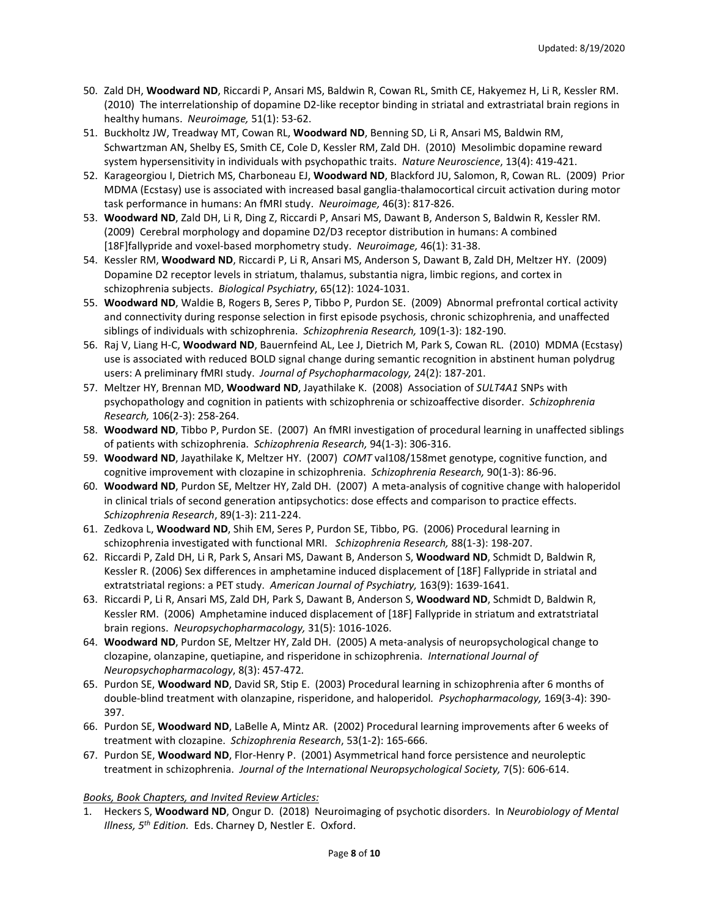50. Zald DH, **Woodward ND**, Riccardi P, Ansari MS, Baldwin R, Cowan RL, Smith CE, Hakyemez H, Li R, Kessler RM. (2010) The interrelationship of dopamine D2-like receptor binding in striatal and extrastriatal brain regions in healthy humans. *Neuroimage,* 51(1): 53-62.
51. Buckholtz JW, Treadway MT, Cowan RL, **Woodward ND**, Benning SD, Li R, Ansari MS, Baldwin RM, Schwartzman AN, Shelby ES, Smith CE, Cole D, Kessler RM, Zald DH. (2010) Mesolimbic dopamine reward system hypersensitivity in individuals with psychopathic traits. *Nature Neuroscience*, 13(4): 419-421.
52. Karageorgiou I, Dietrich MS, Charboneau EJ, **Woodward ND**, Blackford JU, Salomon, R, Cowan RL. (2009) Prior MDMA (Ecstasy) use is associated with increased basal ganglia-thalamocortical circuit activation during motor task performance in humans: An fMRI study. *Neuroimage,* 46(3): 817-826.
53. **Woodward ND**, Zald DH, Li R, Ding Z, Riccardi P, Ansari MS, Dawant B, Anderson S, Baldwin R, Kessler RM. (2009) Cerebral morphology and dopamine D2/D3 receptor distribution in humans: A combined [18F]fallypride and voxel-based morphometry study. *Neuroimage,* 46(1): 31-38.
54. Kessler RM, **Woodward ND**, Riccardi P, Li R, Ansari MS, Anderson S, Dawant B, Zald DH, Meltzer HY. (2009) Dopamine D2 receptor levels in striatum, thalamus, substantia nigra, limbic regions, and cortex in schizophrenia subjects. *Biological Psychiatry*, 65(12): 1024-1031.
55. **Woodward ND**, Waldie B, Rogers B, Seres P, Tibbo P, Purdon SE. (2009) Abnormal prefrontal cortical activity and connectivity during response selection in first episode psychosis, chronic schizophrenia, and unaffected siblings of individuals with schizophrenia. *Schizophrenia Research,* 109(1-3): 182-190.
56. Raj V, Liang H-C, **Woodward ND**, Bauernfeind AL, Lee J, Dietrich M, Park S, Cowan RL. (2010) MDMA (Ecstasy) use is associated with reduced BOLD signal change during semantic recognition in abstinent human polydrug users: A preliminary fMRI study. *Journal of Psychopharmacology,* 24(2): 187-201.
57. Meltzer HY, Brennan MD, **Woodward ND**, Jayathilake K. (2008) Association of *SULT4A1* SNPs with psychopathology and cognition in patients with schizophrenia or schizoaffective disorder. *Schizophrenia Research,* 106(2-3): 258-264.
58. **Woodward ND**, Tibbo P, Purdon SE. (2007) An fMRI investigation of procedural learning in unaffected siblings of patients with schizophrenia. *Schizophrenia Research,* 94(1-3): 306-316.
59. **Woodward ND**, Jayathilake K, Meltzer HY. (2007) *COMT* val108/158met genotype, cognitive function, and cognitive improvement with clozapine in schizophrenia. *Schizophrenia Research,* 90(1-3): 86-96.
60. **Woodward ND**, Purdon SE, Meltzer HY, Zald DH. (2007) A meta-analysis of cognitive change with haloperidol in clinical trials of second generation antipsychotics: dose effects and comparison to practice effects. *Schizophrenia Research*, 89(1-3): 211-224.
61. Zedkova L, **Woodward ND**, Shih EM, Seres P, Purdon SE, Tibbo, PG. (2006) Procedural learning in schizophrenia investigated with functional MRI. *Schizophrenia Research,* 88(1-3): 198-207.
62. Riccardi P, Zald DH, Li R, Park S, Ansari MS, Dawant B, Anderson S, **Woodward ND**, Schmidt D, Baldwin R, Kessler R. (2006) Sex differences in amphetamine induced displacement of [18F] Fallypride in striatal and extratstriatal regions: a PET study. *American Journal of Psychiatry,* 163(9): 1639-1641.
63. Riccardi P, Li R, Ansari MS, Zald DH, Park S, Dawant B, Anderson S, **Woodward ND**, Schmidt D, Baldwin R, Kessler RM. (2006) Amphetamine induced displacement of [18F] Fallypride in striatum and extratstriatal brain regions. *Neuropsychopharmacology,* 31(5): 1016-1026.
64. **Woodward ND**, Purdon SE, Meltzer HY, Zald DH. (2005) A meta-analysis of neuropsychological change to clozapine, olanzapine, quetiapine, and risperidone in schizophrenia. *International Journal of Neuropsychopharmacology*, 8(3): 457-472.
65. Purdon SE, **Woodward ND**, David SR, Stip E. (2003) Procedural learning in schizophrenia after 6 months of double-blind treatment with olanzapine, risperidone, and haloperidol. *Psychopharmacology,* 169(3-4): 390-397.
66. Purdon SE, **Woodward ND**, LaBelle A, Mintz AR. (2002) Procedural learning improvements after 6 weeks of treatment with clozapine. *Schizophrenia Research*, 53(1-2): 165-666.
67. Purdon SE, **Woodward ND**, Flor-Henry P. (2001) Asymmetrical hand force persistence and neuroleptic treatment in schizophrenia. *Journal of the International Neuropsychological Society,* 7(5): 606-614.

*Books, Book Chapters, and Invited Review Articles:*

1. Heckers S, **Woodward ND**, Ongur D. (2018) Neuroimaging of psychotic disorders. In *Neurobiology of Mental Illness, 5th Edition.* Eds. Charney D, Nestler E. Oxford.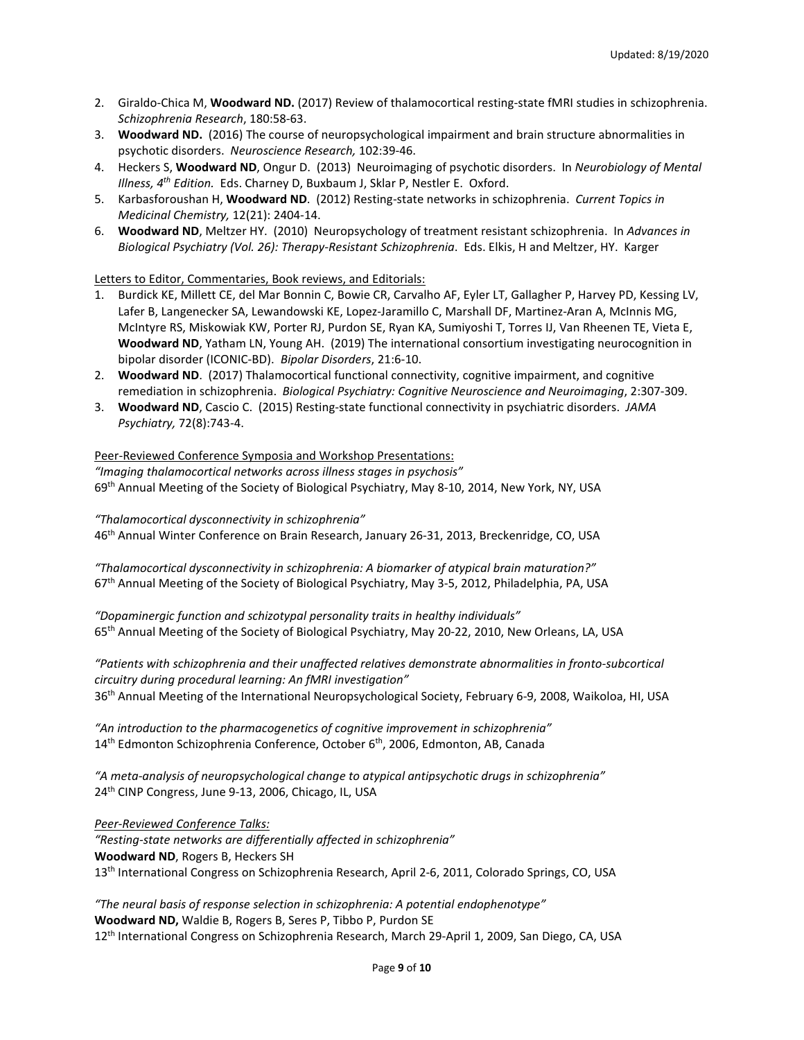2. Giraldo-Chica M, **Woodward ND.** (2017) Review of thalamocortical resting-state fMRI studies in schizophrenia. *Schizophrenia Research*, 180:58-63.
3. **Woodward ND.** (2016) The course of neuropsychological impairment and brain structure abnormalities in psychotic disorders. *Neuroscience Research,* 102:39-46.
4. Heckers S, **Woodward ND**, Ongur D. (2013) Neuroimaging of psychotic disorders. In *Neurobiology of Mental Illness, 4th Edition.* Eds. Charney D, Buxbaum J, Sklar P, Nestler E. Oxford.
5. Karbasforoushan H, **Woodward ND**. (2012) Resting-state networks in schizophrenia. *Current Topics in Medicinal Chemistry,* 12(21): 2404-14.
6. **Woodward ND**, Meltzer HY. (2010) Neuropsychology of treatment resistant schizophrenia. In *Advances in Biological Psychiatry (Vol. 26): Therapy-Resistant Schizophrenia*. Eds. Elkis, H and Meltzer, HY. Karger

Letters to Editor, Commentaries, Book reviews, and Editorials:

1. Burdick KE, Millett CE, del Mar Bonnin C, Bowie CR, Carvalho AF, Eyler LT, Gallagher P, Harvey PD, Kessing LV, Lafer B, Langenecker SA, Lewandowski KE, Lopez-Jaramillo C, Marshall DF, Martinez-Aran A, McInnis MG, McIntyre RS, Miskowiak KW, Porter RJ, Purdon SE, Ryan KA, Sumiyoshi T, Torres IJ, Van Rheenen TE, Vieta E, **Woodward ND**, Yatham LN, Young AH. (2019) The international consortium investigating neurocognition in bipolar disorder (ICONIC-BD). *Bipolar Disorders*, 21:6-10.
2. **Woodward ND**. (2017) Thalamocortical functional connectivity, cognitive impairment, and cognitive remediation in schizophrenia. *Biological Psychiatry: Cognitive Neuroscience and Neuroimaging*, 2:307-309.
3. **Woodward ND**, Cascio C. (2015) Resting-state functional connectivity in psychiatric disorders. *JAMA Psychiatry,* 72(8):743-4.

Peer-Reviewed Conference Symposia and Workshop Presentations:

*"Imaging thalamocortical networks across illness stages in psychosis"*
69th Annual Meeting of the Society of Biological Psychiatry, May 8-10, 2014, New York, NY, USA

*"Thalamocortical dysconnectivity in schizophrenia"*
46th Annual Winter Conference on Brain Research, January 26-31, 2013, Breckenridge, CO, USA

*"Thalamocortical dysconnectivity in schizophrenia: A biomarker of atypical brain maturation?"*
67th Annual Meeting of the Society of Biological Psychiatry, May 3-5, 2012, Philadelphia, PA, USA

*"Dopaminergic function and schizotypal personality traits in healthy individuals"*
65th Annual Meeting of the Society of Biological Psychiatry, May 20-22, 2010, New Orleans, LA, USA

*"Patients with schizophrenia and their unaffected relatives demonstrate abnormalities in fronto-subcortical circuitry during procedural learning: An fMRI investigation"*
36th Annual Meeting of the International Neuropsychological Society, February 6-9, 2008, Waikoloa, HI, USA

*"An introduction to the pharmacogenetics of cognitive improvement in schizophrenia"*
14th Edmonton Schizophrenia Conference, October 6th, 2006, Edmonton, AB, Canada

*"A meta-analysis of neuropsychological change to atypical antipsychotic drugs in schizophrenia"*
24th CINP Congress, June 9-13, 2006, Chicago, IL, USA

*Peer-Reviewed Conference Talks:*

*"Resting-state networks are differentially affected in schizophrenia"*
**Woodward ND**, Rogers B, Heckers SH
13th International Congress on Schizophrenia Research, April 2-6, 2011, Colorado Springs, CO, USA

*"The neural basis of response selection in schizophrenia: A potential endophenotype"*
**Woodward ND,** Waldie B, Rogers B, Seres P, Tibbo P, Purdon SE
12th International Congress on Schizophrenia Research, March 29-April 1, 2009, San Diego, CA, USA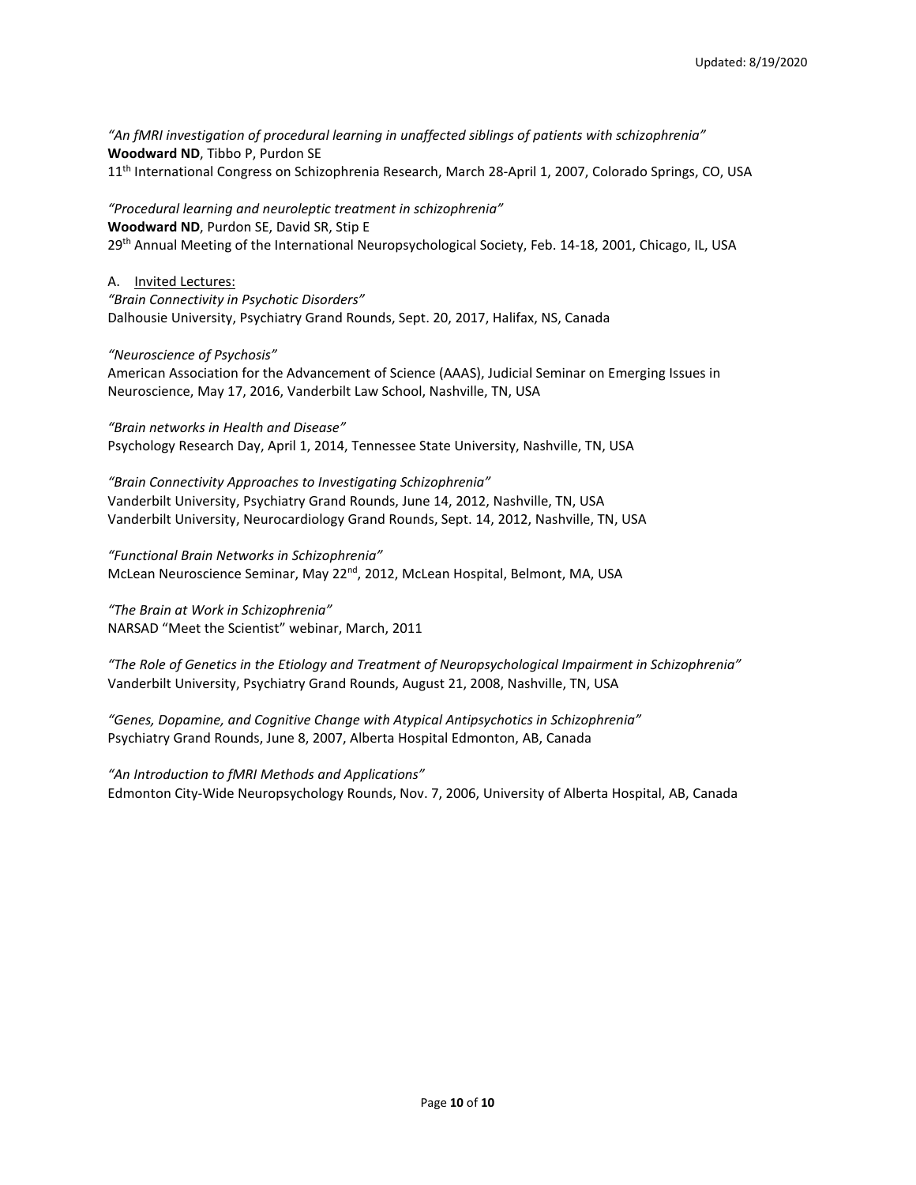*"An fMRI investigation of procedural learning in unaffected siblings of patients with schizophrenia"*
**Woodward ND**, Tibbo P, Purdon SE
11th International Congress on Schizophrenia Research, March 28-April 1, 2007, Colorado Springs, CO, USA

*"Procedural learning and neuroleptic treatment in schizophrenia"*
**Woodward ND**, Purdon SE, David SR, Stip E
29th Annual Meeting of the International Neuropsychological Society, Feb. 14-18, 2001, Chicago, IL, USA

A. Invited Lectures:

*"Brain Connectivity in Psychotic Disorders"*
Dalhousie University, Psychiatry Grand Rounds, Sept. 20, 2017, Halifax, NS, Canada

*"Neuroscience of Psychosis"*
American Association for the Advancement of Science (AAAS), Judicial Seminar on Emerging Issues in Neuroscience, May 17, 2016, Vanderbilt Law School, Nashville, TN, USA

*"Brain networks in Health and Disease"*
Psychology Research Day, April 1, 2014, Tennessee State University, Nashville, TN, USA

*"Brain Connectivity Approaches to Investigating Schizophrenia"*
Vanderbilt University, Psychiatry Grand Rounds, June 14, 2012, Nashville, TN, USA
Vanderbilt University, Neurocardiology Grand Rounds, Sept. 14, 2012, Nashville, TN, USA

*"Functional Brain Networks in Schizophrenia"*
McLean Neuroscience Seminar, May 22nd, 2012, McLean Hospital, Belmont, MA, USA

*"The Brain at Work in Schizophrenia"*
NARSAD "Meet the Scientist" webinar, March, 2011

*"The Role of Genetics in the Etiology and Treatment of Neuropsychological Impairment in Schizophrenia"*
Vanderbilt University, Psychiatry Grand Rounds, August 21, 2008, Nashville, TN, USA

*"Genes, Dopamine, and Cognitive Change with Atypical Antipsychotics in Schizophrenia"*
Psychiatry Grand Rounds, June 8, 2007, Alberta Hospital Edmonton, AB, Canada

*"An Introduction to fMRI Methods and Applications"*
Edmonton City-Wide Neuropsychology Rounds, Nov. 7, 2006, University of Alberta Hospital, AB, Canada